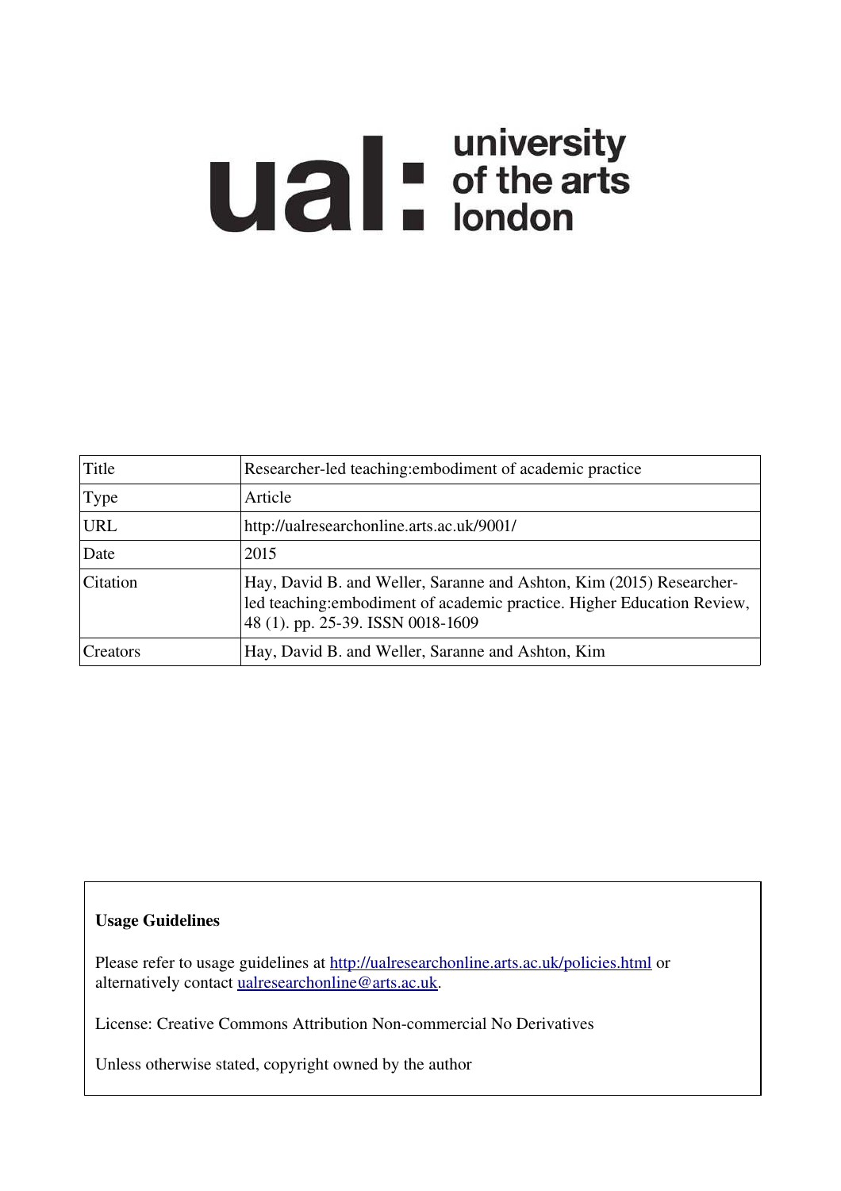ual: university of the arts london

| Title | Researcher-led teaching:embodiment of academic practice |
| --- | --- |
| Type | Article |
| URL | http://ualresearchonline.arts.ac.uk/9001/ |
| Date | 2015 |
| Citation | Hay, David B. and Weller, Saranne and Ashton, Kim (2015) Researcher-led teaching:embodiment of academic practice. Higher Education Review, 48 (1). pp. 25-39. ISSN 0018-1609 |
| Creators | Hay, David B. and Weller, Saranne and Ashton, Kim |

**Usage Guidelines**

Please refer to usage guidelines at http://ualresearchonline.arts.ac.uk/policies.html or alternatively contact ualresearchonline@arts.ac.uk.

License: Creative Commons Attribution Non-commercial No Derivatives

Unless otherwise stated, copyright owned by the author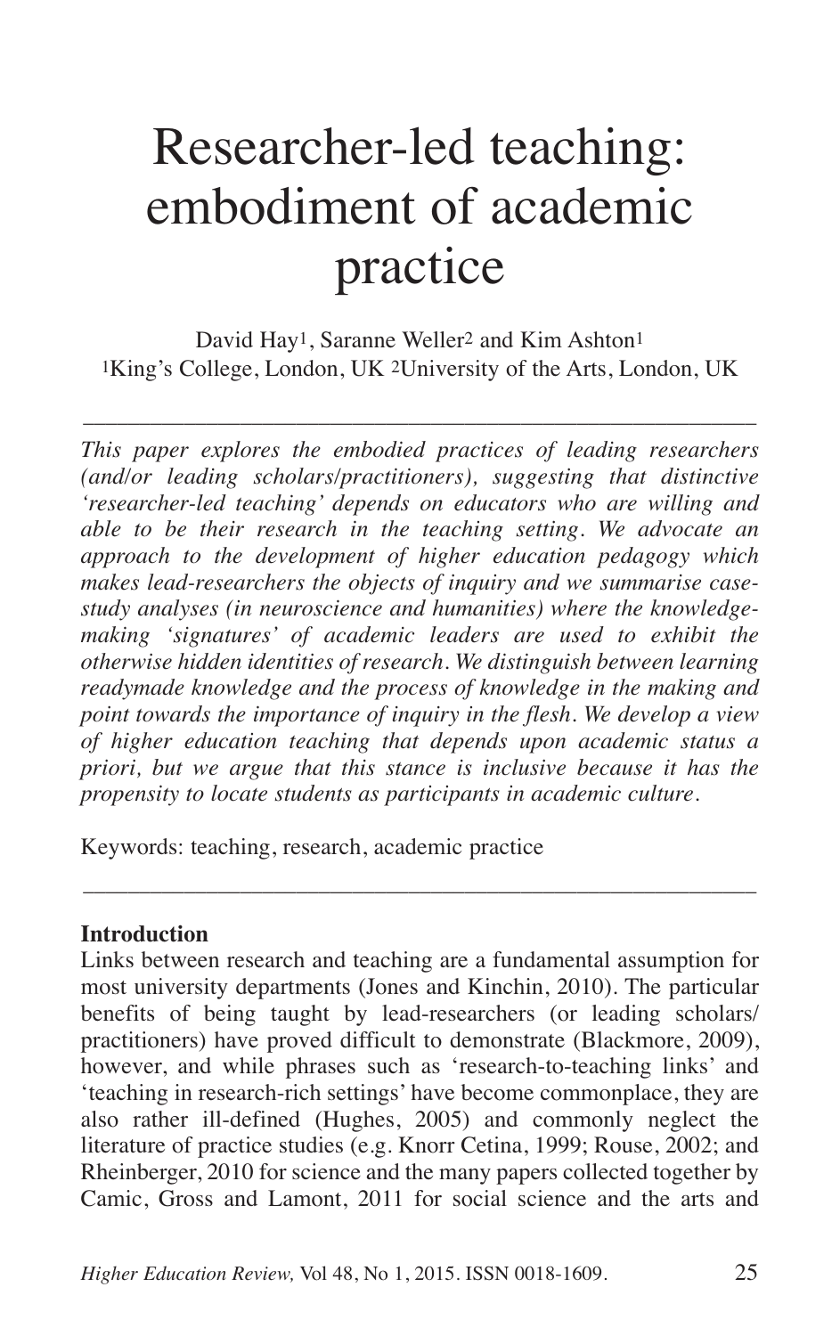# Researcher-led teaching: embodiment of academic practice

David Hay[1], Saranne Weller[2] and Kim Ashton[1]
[1]King's College, London, UK [2]University of the Arts, London, UK

---

*This paper explores the embodied practices of leading researchers (and/or leading scholars/practitioners), suggesting that distinctive 'researcher-led teaching' depends on educators who are willing and able to be their research in the teaching setting. We advocate an approach to the development of higher education pedagogy which makes lead-researchers the objects of inquiry and we summarise case-study analyses (in neuroscience and humanities) where the knowledge-making 'signatures' of academic leaders are used to exhibit the otherwise hidden identities of research. We distinguish between learning readymade knowledge and the process of knowledge in the making and point towards the importance of inquiry in the flesh. We develop a view of higher education teaching that depends upon academic status a priori, but we argue that this stance is inclusive because it has the propensity to locate students as participants in academic culture.*

Keywords: teaching, research, academic practice

---

**Introduction**

Links between research and teaching are a fundamental assumption for most university departments (Jones and Kinchin, 2010). The particular benefits of being taught by lead-researchers (or leading scholars/ practitioners) have proved difficult to demonstrate (Blackmore, 2009), however, and while phrases such as 'research-to-teaching links' and 'teaching in research-rich settings' have become commonplace, they are also rather ill-defined (Hughes, 2005) and commonly neglect the literature of practice studies (e.g. Knorr Cetina, 1999; Rouse, 2002; and Rheinberger, 2010 for science and the many papers collected together by Camic, Gross and Lamont, 2011 for social science and the arts and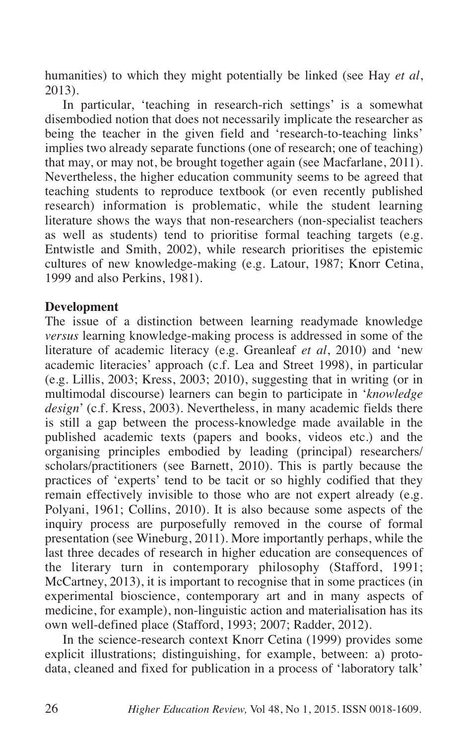humanities) to which they might potentially be linked (see Hay *et al*, 2013).

In particular, 'teaching in research-rich settings' is a somewhat disembodied notion that does not necessarily implicate the researcher as being the teacher in the given field and 'research-to-teaching links' implies two already separate functions (one of research; one of teaching) that may, or may not, be brought together again (see Macfarlane, 2011). Nevertheless, the higher education community seems to be agreed that teaching students to reproduce textbook (or even recently published research) information is problematic, while the student learning literature shows the ways that non-researchers (non-specialist teachers as well as students) tend to prioritise formal teaching targets (e.g. Entwistle and Smith, 2002), while research prioritises the epistemic cultures of new knowledge-making (e.g. Latour, 1987; Knorr Cetina, 1999 and also Perkins, 1981).

**Development**

The issue of a distinction between learning readymade knowledge *versus* learning knowledge-making process is addressed in some of the literature of academic literacy (e.g. Greanleaf *et al*, 2010) and 'new academic literacies' approach (c.f. Lea and Street 1998), in particular (e.g. Lillis, 2003; Kress, 2003; 2010), suggesting that in writing (or in multimodal discourse) learners can begin to participate in '*knowledge design*' (c.f. Kress, 2003). Nevertheless, in many academic fields there is still a gap between the process-knowledge made available in the published academic texts (papers and books, videos etc.) and the organising principles embodied by leading (principal) researchers/scholars/practitioners (see Barnett, 2010). This is partly because the practices of 'experts' tend to be tacit or so highly codified that they remain effectively invisible to those who are not expert already (e.g. Polyani, 1961; Collins, 2010). It is also because some aspects of the inquiry process are purposefully removed in the course of formal presentation (see Wineburg, 2011). More importantly perhaps, while the last three decades of research in higher education are consequences of the literary turn in contemporary philosophy (Stafford, 1991; McCartney, 2013), it is important to recognise that in some practices (in experimental bioscience, contemporary art and in many aspects of medicine, for example), non-linguistic action and materialisation has its own well-defined place (Stafford, 1993; 2007; Radder, 2012).

In the science-research context Knorr Cetina (1999) provides some explicit illustrations; distinguishing, for example, between: a) proto-data, cleaned and fixed for publication in a process of 'laboratory talk'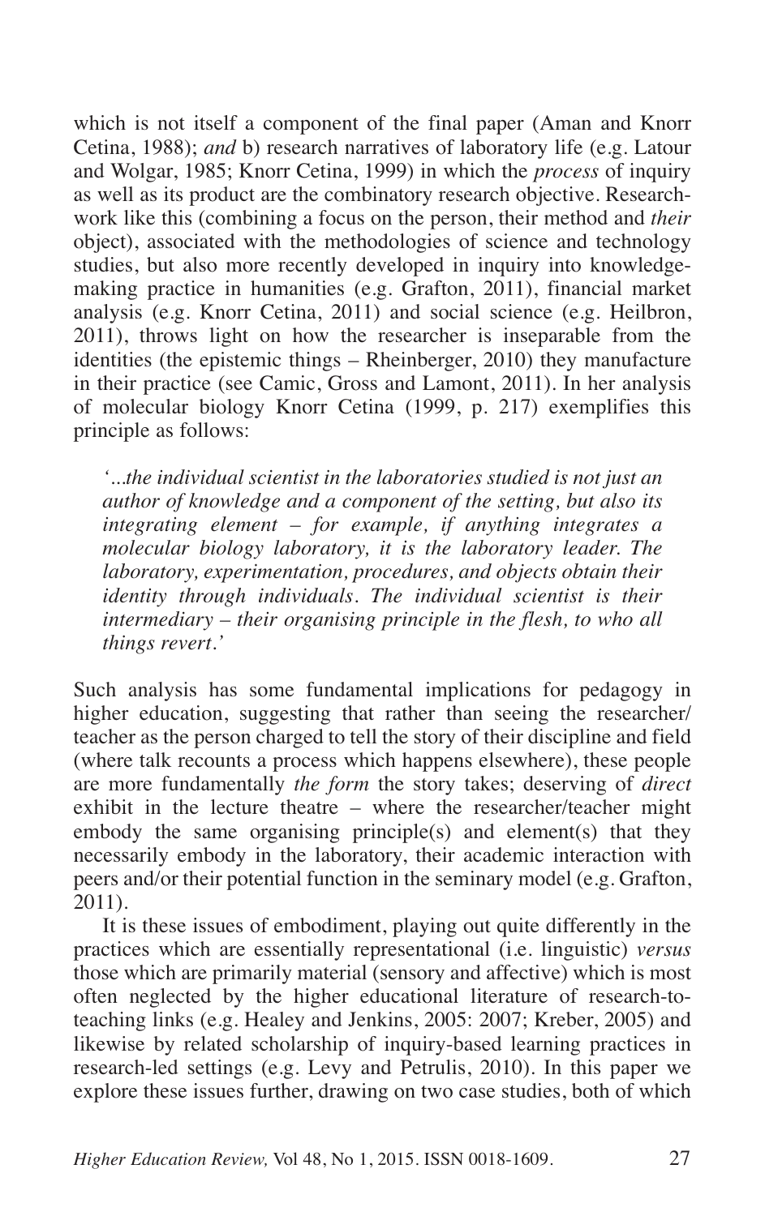which is not itself a component of the final paper (Aman and Knorr Cetina, 1988); *and* b) research narratives of laboratory life (e.g. Latour and Wolgar, 1985; Knorr Cetina, 1999) in which the *process* of inquiry as well as its product are the combinatory research objective. Research-work like this (combining a focus on the person, their method and *their* object), associated with the methodologies of science and technology studies, but also more recently developed in inquiry into knowledge-making practice in humanities (e.g. Grafton, 2011), financial market analysis (e.g. Knorr Cetina, 2011) and social science (e.g. Heilbron, 2011), throws light on how the researcher is inseparable from the identities (the epistemic things – Rheinberger, 2010) they manufacture in their practice (see Camic, Gross and Lamont, 2011). In her analysis of molecular biology Knorr Cetina (1999, p. 217) exemplifies this principle as follows:

> *'...the individual scientist in the laboratories studied is not just an author of knowledge and a component of the setting, but also its integrating element – for example, if anything integrates a molecular biology laboratory, it is the laboratory leader. The laboratory, experimentation, procedures, and objects obtain their identity through individuals. The individual scientist is their intermediary – their organising principle in the flesh, to who all things revert.'*

Such analysis has some fundamental implications for pedagogy in higher education, suggesting that rather than seeing the researcher/teacher as the person charged to tell the story of their discipline and field (where talk recounts a process which happens elsewhere), these people are more fundamentally *the form* the story takes; deserving of *direct* exhibit in the lecture theatre – where the researcher/teacher might embody the same organising principle(s) and element(s) that they necessarily embody in the laboratory, their academic interaction with peers and/or their potential function in the seminary model (e.g. Grafton, 2011).

It is these issues of embodiment, playing out quite differently in the practices which are essentially representational (i.e. linguistic) *versus* those which are primarily material (sensory and affective) which is most often neglected by the higher educational literature of research-to-teaching links (e.g. Healey and Jenkins, 2005: 2007; Kreber, 2005) and likewise by related scholarship of inquiry-based learning practices in research-led settings (e.g. Levy and Petrulis, 2010). In this paper we explore these issues further, drawing on two case studies, both of which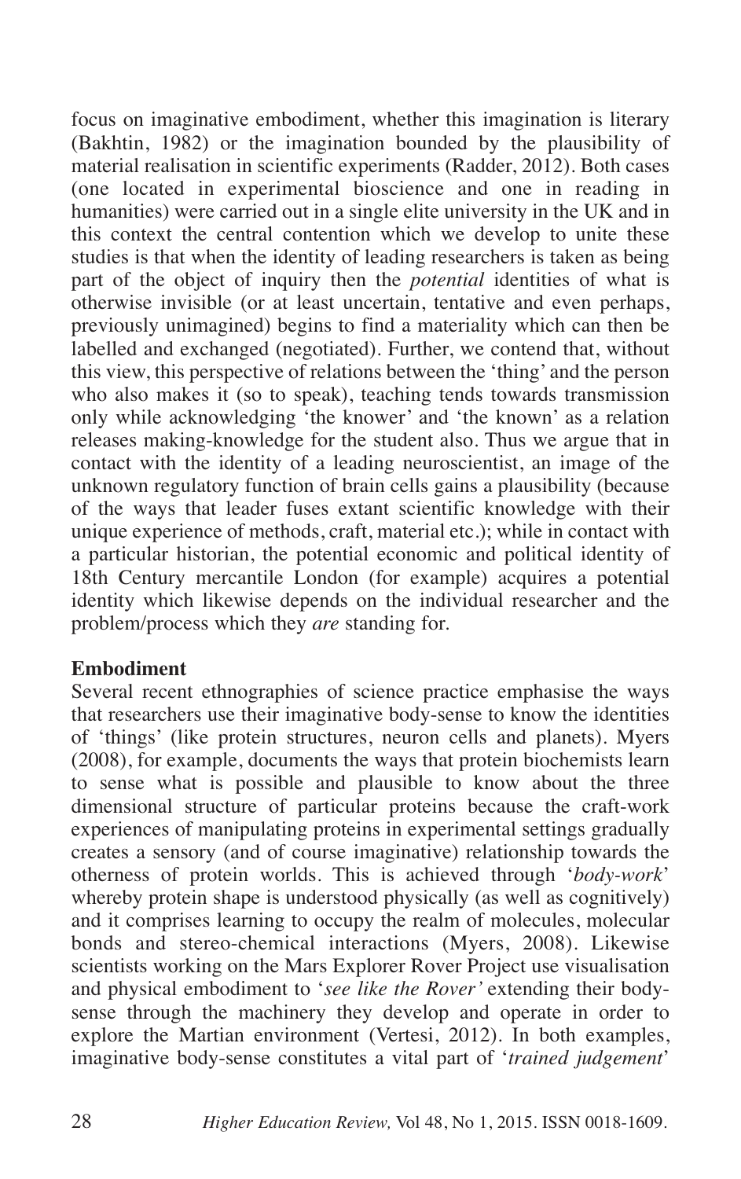focus on imaginative embodiment, whether this imagination is literary (Bakhtin, 1982) or the imagination bounded by the plausibility of material realisation in scientific experiments (Radder, 2012). Both cases (one located in experimental bioscience and one in reading in humanities) were carried out in a single elite university in the UK and in this context the central contention which we develop to unite these studies is that when the identity of leading researchers is taken as being part of the object of inquiry then the *potential* identities of what is otherwise invisible (or at least uncertain, tentative and even perhaps, previously unimagined) begins to find a materiality which can then be labelled and exchanged (negotiated). Further, we contend that, without this view, this perspective of relations between the 'thing' and the person who also makes it (so to speak), teaching tends towards transmission only while acknowledging 'the knower' and 'the known' as a relation releases making-knowledge for the student also. Thus we argue that in contact with the identity of a leading neuroscientist, an image of the unknown regulatory function of brain cells gains a plausibility (because of the ways that leader fuses extant scientific knowledge with their unique experience of methods, craft, material etc.); while in contact with a particular historian, the potential economic and political identity of 18th Century mercantile London (for example) acquires a potential identity which likewise depends on the individual researcher and the problem/process which they *are* standing for.

## Embodiment

Several recent ethnographies of science practice emphasise the ways that researchers use their imaginative body-sense to know the identities of 'things' (like protein structures, neuron cells and planets). Myers (2008), for example, documents the ways that protein biochemists learn to sense what is possible and plausible to know about the three dimensional structure of particular proteins because the craft-work experiences of manipulating proteins in experimental settings gradually creates a sensory (and of course imaginative) relationship towards the otherness of protein worlds. This is achieved through '*body-work*' whereby protein shape is understood physically (as well as cognitively) and it comprises learning to occupy the realm of molecules, molecular bonds and stereo-chemical interactions (Myers, 2008). Likewise scientists working on the Mars Explorer Rover Project use visualisation and physical embodiment to '*see like the Rover'* extending their body-sense through the machinery they develop and operate in order to explore the Martian environment (Vertesi, 2012). In both examples, imaginative body-sense constitutes a vital part of '*trained judgement*'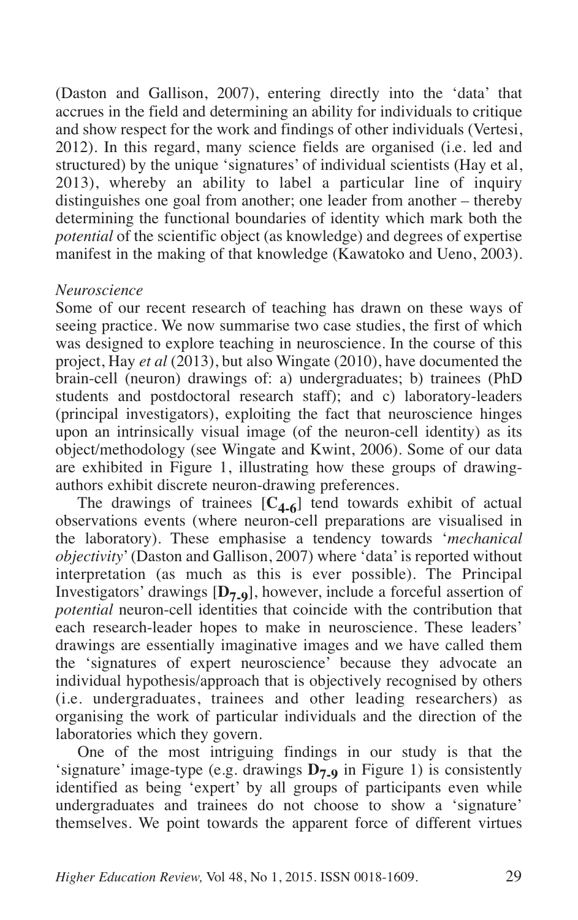(Daston and Gallison, 2007), entering directly into the 'data' that accrues in the field and determining an ability for individuals to critique and show respect for the work and findings of other individuals (Vertesi, 2012). In this regard, many science fields are organised (i.e. led and structured) by the unique 'signatures' of individual scientists (Hay et al, 2013), whereby an ability to label a particular line of inquiry distinguishes one goal from another; one leader from another – thereby determining the functional boundaries of identity which mark both the *potential* of the scientific object (as knowledge) and degrees of expertise manifest in the making of that knowledge (Kawatoko and Ueno, 2003).

*Neuroscience*

Some of our recent research of teaching has drawn on these ways of seeing practice. We now summarise two case studies, the first of which was designed to explore teaching in neuroscience. In the course of this project, Hay *et al* (2013), but also Wingate (2010), have documented the brain-cell (neuron) drawings of: a) undergraduates; b) trainees (PhD students and postdoctoral research staff); and c) laboratory-leaders (principal investigators), exploiting the fact that neuroscience hinges upon an intrinsically visual image (of the neuron-cell identity) as its object/methodology (see Wingate and Kwint, 2006). Some of our data are exhibited in Figure 1, illustrating how these groups of drawing-authors exhibit discrete neuron-drawing preferences.

The drawings of trainees [$\mathbf{C_{4\text{-}6}}$] tend towards exhibit of actual observations events (where neuron-cell preparations are visualised in the laboratory). These emphasise a tendency towards '*mechanical objectivity*' (Daston and Gallison, 2007) where 'data' is reported without interpretation (as much as this is ever possible). The Principal Investigators' drawings [$\mathbf{D_{7\text{-}9}}$], however, include a forceful assertion of *potential* neuron-cell identities that coincide with the contribution that each research-leader hopes to make in neuroscience. These leaders' drawings are essentially imaginative images and we have called them the 'signatures of expert neuroscience' because they advocate an individual hypothesis/approach that is objectively recognised by others (i.e. undergraduates, trainees and other leading researchers) as organising the work of particular individuals and the direction of the laboratories which they govern.

One of the most intriguing findings in our study is that the 'signature' image-type (e.g. drawings $\mathbf{D_{7\text{-}9}}$ in Figure 1) is consistently identified as being 'expert' by all groups of participants even while undergraduates and trainees do not choose to show a 'signature' themselves. We point towards the apparent force of different virtues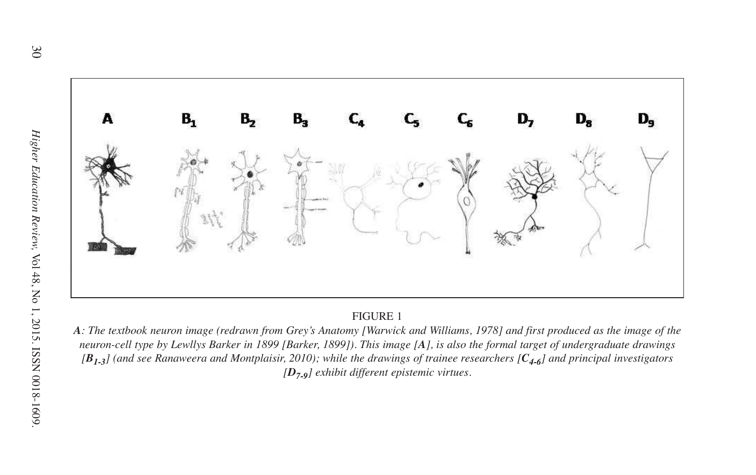FIGURE 1

*$A$: The textbook neuron image (redrawn from Grey's Anatomy [Warwick and Williams, 1978] and first produced as the image of the neuron-cell type by Lewllys Barker in 1899 [Barker, 1899]). This image [$A$], is also the formal target of undergraduate drawings [$B_{1\text{-}3}$] (and see Ranaweera and Montplaisir, 2010); while the drawings of trainee researchers [$C_{4\text{-}6}$] and principal investigators [$D_{7\text{-}9}$] exhibit different epistemic virtues.*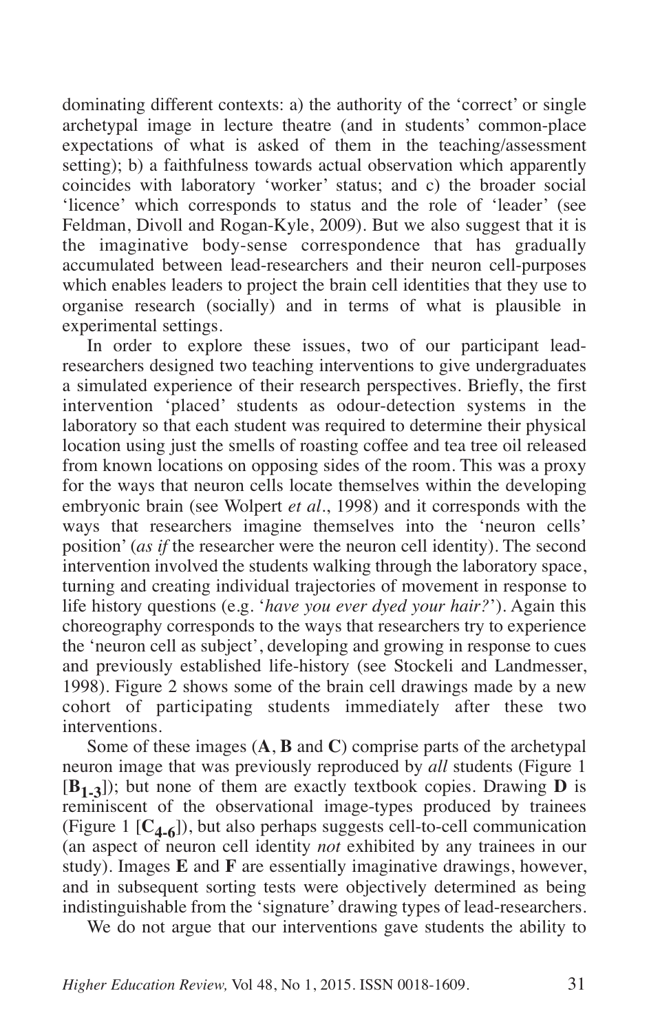dominating different contexts: a) the authority of the 'correct' or single archetypal image in lecture theatre (and in students' common-place expectations of what is asked of them in the teaching/assessment setting); b) a faithfulness towards actual observation which apparently coincides with laboratory 'worker' status; and c) the broader social 'licence' which corresponds to status and the role of 'leader' (see Feldman, Divoll and Rogan-Kyle, 2009). But we also suggest that it is the imaginative body-sense correspondence that has gradually accumulated between lead-researchers and their neuron cell-purposes which enables leaders to project the brain cell identities that they use to organise research (socially) and in terms of what is plausible in experimental settings.

In order to explore these issues, two of our participant lead-researchers designed two teaching interventions to give undergraduates a simulated experience of their research perspectives. Briefly, the first intervention 'placed' students as odour-detection systems in the laboratory so that each student was required to determine their physical location using just the smells of roasting coffee and tea tree oil released from known locations on opposing sides of the room. This was a proxy for the ways that neuron cells locate themselves within the developing embryonic brain (see Wolpert *et al*., 1998) and it corresponds with the ways that researchers imagine themselves into the 'neuron cells' position' (*as if* the researcher were the neuron cell identity). The second intervention involved the students walking through the laboratory space, turning and creating individual trajectories of movement in response to life history questions (e.g. '*have you ever dyed your hair?*'). Again this choreography corresponds to the ways that researchers try to experience the 'neuron cell as subject', developing and growing in response to cues and previously established life-history (see Stockeli and Landmesser, 1998). Figure 2 shows some of the brain cell drawings made by a new cohort of participating students immediately after these two interventions.

Some of these images (**A**, **B** and **C**) comprise parts of the archetypal neuron image that was previously reproduced by *all* students (Figure 1 [$\mathbf{B_{1\text{-}3}}$]); but none of them are exactly textbook copies. Drawing **D** is reminiscent of the observational image-types produced by trainees (Figure 1 [$\mathbf{C_{4\text{-}6}}$]), but also perhaps suggests cell-to-cell communication (an aspect of neuron cell identity *not* exhibited by any trainees in our study). Images **E** and **F** are essentially imaginative drawings, however, and in subsequent sorting tests were objectively determined as being indistinguishable from the 'signature' drawing types of lead-researchers.

We do not argue that our interventions gave students the ability to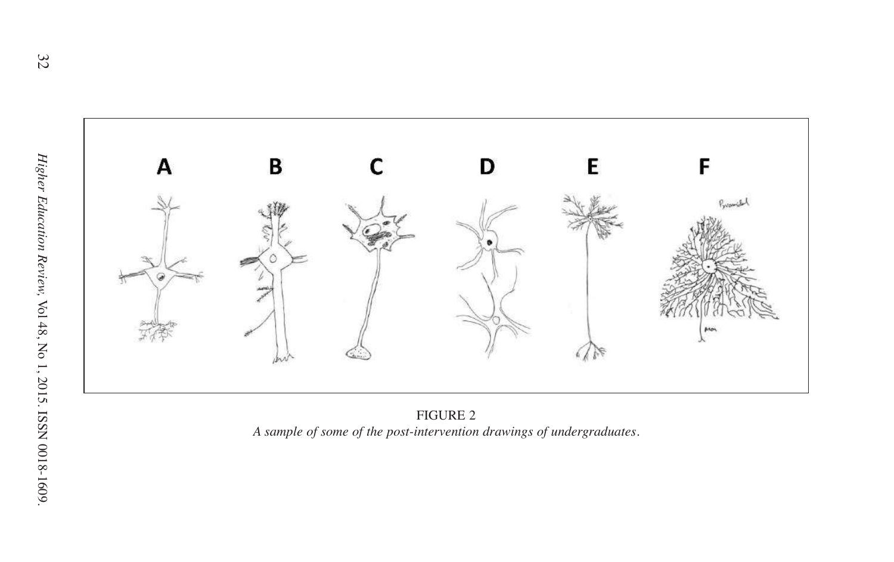FIGURE 2

*A sample of some of the post-intervention drawings of undergraduates.*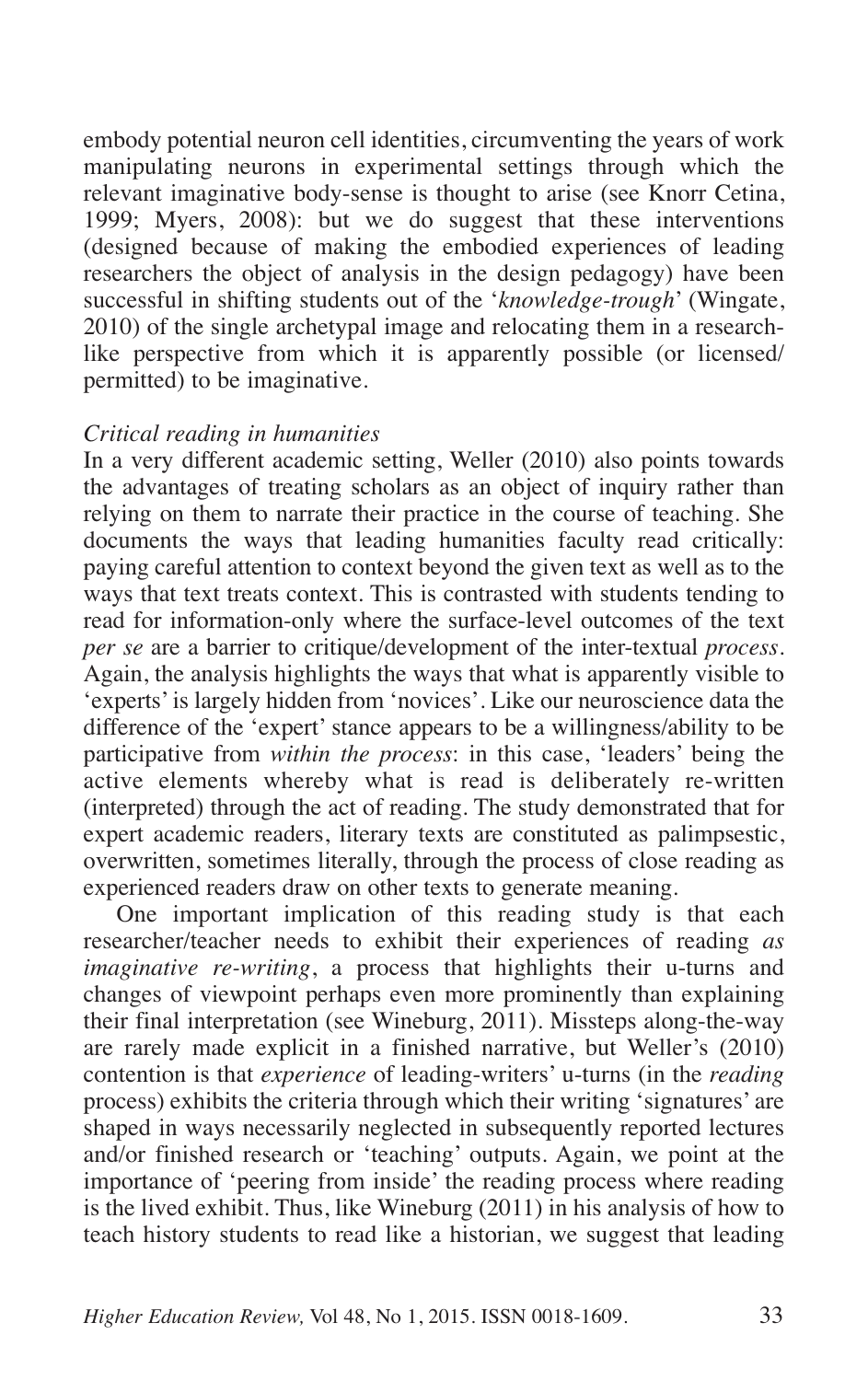embody potential neuron cell identities, circumventing the years of work manipulating neurons in experimental settings through which the relevant imaginative body-sense is thought to arise (see Knorr Cetina, 1999; Myers, 2008): but we do suggest that these interventions (designed because of making the embodied experiences of leading researchers the object of analysis in the design pedagogy) have been successful in shifting students out of the '*knowledge-trough*' (Wingate, 2010) of the single archetypal image and relocating them in a research-like perspective from which it is apparently possible (or licensed/permitted) to be imaginative.

*Critical reading in humanities*

In a very different academic setting, Weller (2010) also points towards the advantages of treating scholars as an object of inquiry rather than relying on them to narrate their practice in the course of teaching. She documents the ways that leading humanities faculty read critically: paying careful attention to context beyond the given text as well as to the ways that text treats context. This is contrasted with students tending to read for information-only where the surface-level outcomes of the text *per se* are a barrier to critique/development of the inter-textual *process*. Again, the analysis highlights the ways that what is apparently visible to 'experts' is largely hidden from 'novices'. Like our neuroscience data the difference of the 'expert' stance appears to be a willingness/ability to be participative from *within the process*: in this case, 'leaders' being the active elements whereby what is read is deliberately re-written (interpreted) through the act of reading. The study demonstrated that for expert academic readers, literary texts are constituted as palimpsestic, overwritten, sometimes literally, through the process of close reading as experienced readers draw on other texts to generate meaning.

One important implication of this reading study is that each researcher/teacher needs to exhibit their experiences of reading *as imaginative re-writing*, a process that highlights their u-turns and changes of viewpoint perhaps even more prominently than explaining their final interpretation (see Wineburg, 2011). Missteps along-the-way are rarely made explicit in a finished narrative, but Weller's (2010) contention is that *experience* of leading-writers' u-turns (in the *reading* process) exhibits the criteria through which their writing 'signatures' are shaped in ways necessarily neglected in subsequently reported lectures and/or finished research or 'teaching' outputs. Again, we point at the importance of 'peering from inside' the reading process where reading is the lived exhibit. Thus, like Wineburg (2011) in his analysis of how to teach history students to read like a historian, we suggest that leading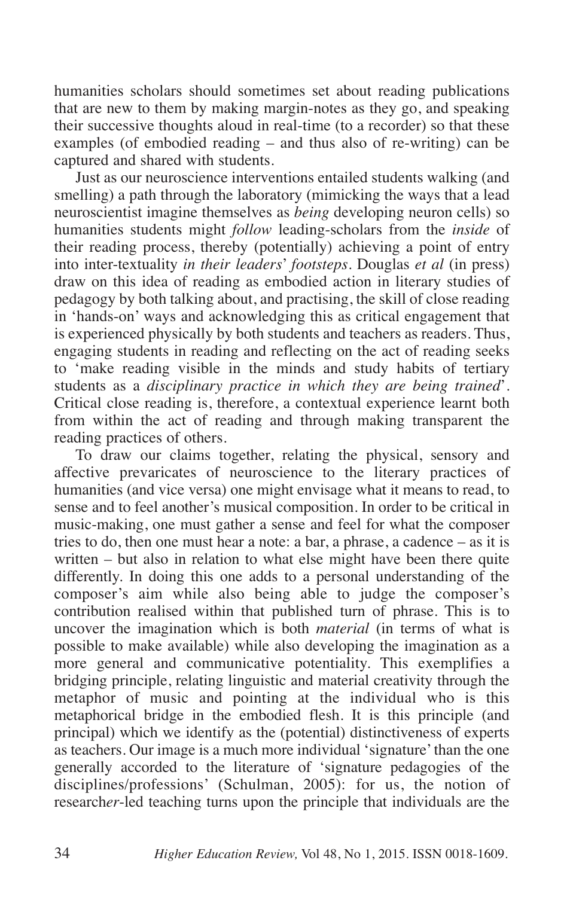humanities scholars should sometimes set about reading publications that are new to them by making margin-notes as they go, and speaking their successive thoughts aloud in real-time (to a recorder) so that these examples (of embodied reading – and thus also of re-writing) can be captured and shared with students.

Just as our neuroscience interventions entailed students walking (and smelling) a path through the laboratory (mimicking the ways that a lead neuroscientist imagine themselves as *being* developing neuron cells) so humanities students might *follow* leading-scholars from the *inside* of their reading process, thereby (potentially) achieving a point of entry into inter-textuality *in their leaders' footsteps*. Douglas *et al* (in press) draw on this idea of reading as embodied action in literary studies of pedagogy by both talking about, and practising, the skill of close reading in 'hands-on' ways and acknowledging this as critical engagement that is experienced physically by both students and teachers as readers. Thus, engaging students in reading and reflecting on the act of reading seeks to 'make reading visible in the minds and study habits of tertiary students as a *disciplinary practice in which they are being trained*'. Critical close reading is, therefore, a contextual experience learnt both from within the act of reading and through making transparent the reading practices of others.

To draw our claims together, relating the physical, sensory and affective prevaricates of neuroscience to the literary practices of humanities (and vice versa) one might envisage what it means to read, to sense and to feel another's musical composition. In order to be critical in music-making, one must gather a sense and feel for what the composer tries to do, then one must hear a note: a bar, a phrase, a cadence – as it is written – but also in relation to what else might have been there quite differently. In doing this one adds to a personal understanding of the composer's aim while also being able to judge the composer's contribution realised within that published turn of phrase. This is to uncover the imagination which is both *material* (in terms of what is possible to make available) while also developing the imagination as a more general and communicative potentiality. This exemplifies a bridging principle, relating linguistic and material creativity through the metaphor of music and pointing at the individual who is this metaphorical bridge in the embodied flesh. It is this principle (and principal) which we identify as the (potential) distinctiveness of experts as teachers. Our image is a much more individual 'signature' than the one generally accorded to the literature of 'signature pedagogies of the disciplines/professions' (Schulman, 2005): for us, the notion of research*er*-led teaching turns upon the principle that individuals are the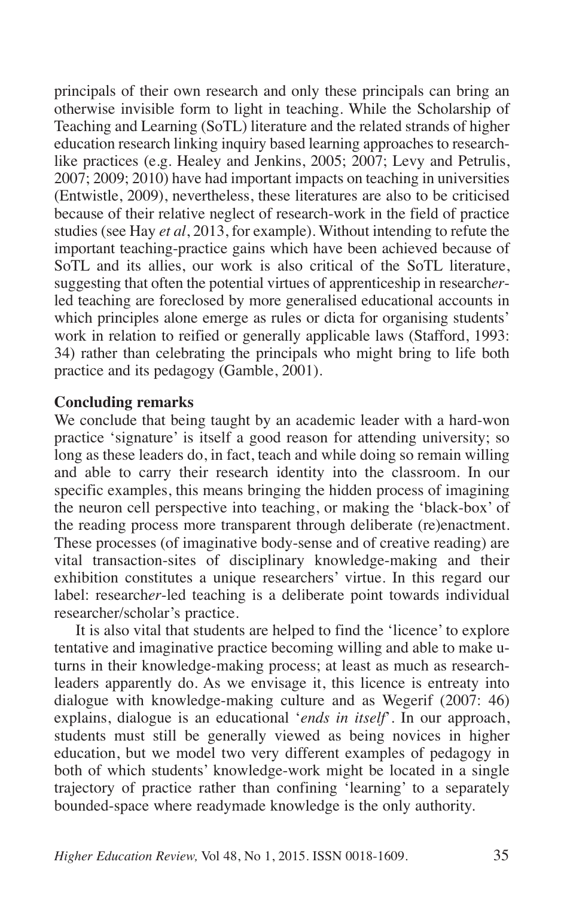principals of their own research and only these principals can bring an otherwise invisible form to light in teaching. While the Scholarship of Teaching and Learning (SoTL) literature and the related strands of higher education research linking inquiry based learning approaches to research-like practices (e.g. Healey and Jenkins, 2005; 2007; Levy and Petrulis, 2007; 2009; 2010) have had important impacts on teaching in universities (Entwistle, 2009), nevertheless, these literatures are also to be criticised because of their relative neglect of research-work in the field of practice studies (see Hay *et al*, 2013, for example). Without intending to refute the important teaching-practice gains which have been achieved because of SoTL and its allies, our work is also critical of the SoTL literature, suggesting that often the potential virtues of apprenticeship in research*er*-led teaching are foreclosed by more generalised educational accounts in which principles alone emerge as rules or dicta for organising students' work in relation to reified or generally applicable laws (Stafford, 1993: 34) rather than celebrating the principals who might bring to life both practice and its pedagogy (Gamble, 2001).

**Concluding remarks**

We conclude that being taught by an academic leader with a hard-won practice 'signature' is itself a good reason for attending university; so long as these leaders do, in fact, teach and while doing so remain willing and able to carry their research identity into the classroom. In our specific examples, this means bringing the hidden process of imagining the neuron cell perspective into teaching, or making the 'black-box' of the reading process more transparent through deliberate (re)enactment. These processes (of imaginative body-sense and of creative reading) are vital transaction-sites of disciplinary knowledge-making and their exhibition constitutes a unique researchers' virtue. In this regard our label: research*er*-led teaching is a deliberate point towards individual researcher/scholar's practice.

It is also vital that students are helped to find the 'licence' to explore tentative and imaginative practice becoming willing and able to make u-turns in their knowledge-making process; at least as much as research-leaders apparently do. As we envisage it, this licence is entreaty into dialogue with knowledge-making culture and as Wegerif (2007: 46) explains, dialogue is an educational '*ends in itself*'. In our approach, students must still be generally viewed as being novices in higher education, but we model two very different examples of pedagogy in both of which students' knowledge-work might be located in a single trajectory of practice rather than confining 'learning' to a separately bounded-space where readymade knowledge is the only authority.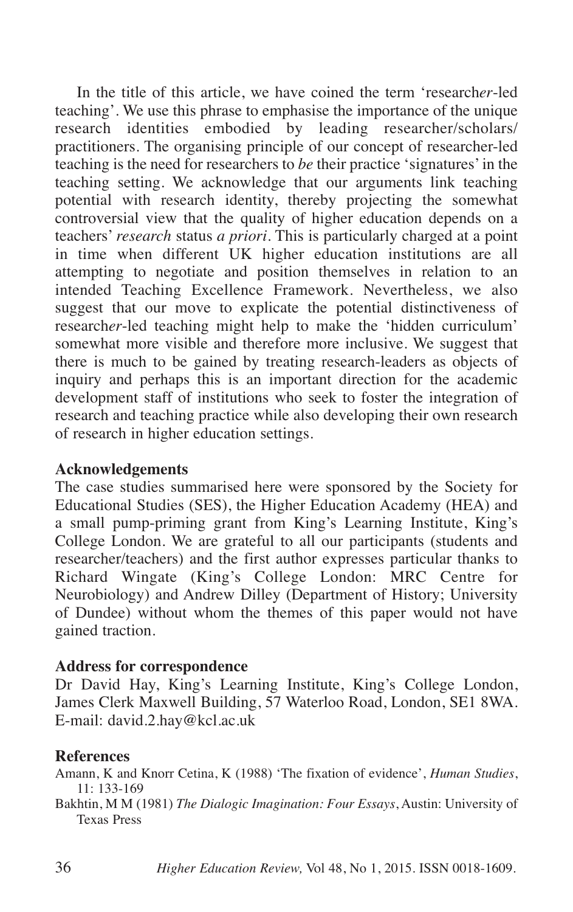In the title of this article, we have coined the term 'research*er*-led teaching'. We use this phrase to emphasise the importance of the unique research identities embodied by leading researcher/scholars/ practitioners. The organising principle of our concept of researcher-led teaching is the need for researchers to *be* their practice 'signatures' in the teaching setting. We acknowledge that our arguments link teaching potential with research identity, thereby projecting the somewhat controversial view that the quality of higher education depends on a teachers' *research* status *a priori*. This is particularly charged at a point in time when different UK higher education institutions are all attempting to negotiate and position themselves in relation to an intended Teaching Excellence Framework. Nevertheless, we also suggest that our move to explicate the potential distinctiveness of research*er*-led teaching might help to make the 'hidden curriculum' somewhat more visible and therefore more inclusive. We suggest that there is much to be gained by treating research-leaders as objects of inquiry and perhaps this is an important direction for the academic development staff of institutions who seek to foster the integration of research and teaching practice while also developing their own research of research in higher education settings.

## Acknowledgements

The case studies summarised here were sponsored by the Society for Educational Studies (SES), the Higher Education Academy (HEA) and a small pump-priming grant from King's Learning Institute, King's College London. We are grateful to all our participants (students and researcher/teachers) and the first author expresses particular thanks to Richard Wingate (King's College London: MRC Centre for Neurobiology) and Andrew Dilley (Department of History; University of Dundee) without whom the themes of this paper would not have gained traction.

## Address for correspondence

Dr David Hay, King's Learning Institute, King's College London, James Clerk Maxwell Building, 57 Waterloo Road, London, SE1 8WA. E-mail: david.2.hay@kcl.ac.uk

## References

Amann, K and Knorr Cetina, K (1988) 'The fixation of evidence', *Human Studies*, 11: 133-169

Bakhtin, M M (1981) *The Dialogic Imagination: Four Essays*, Austin: University of Texas Press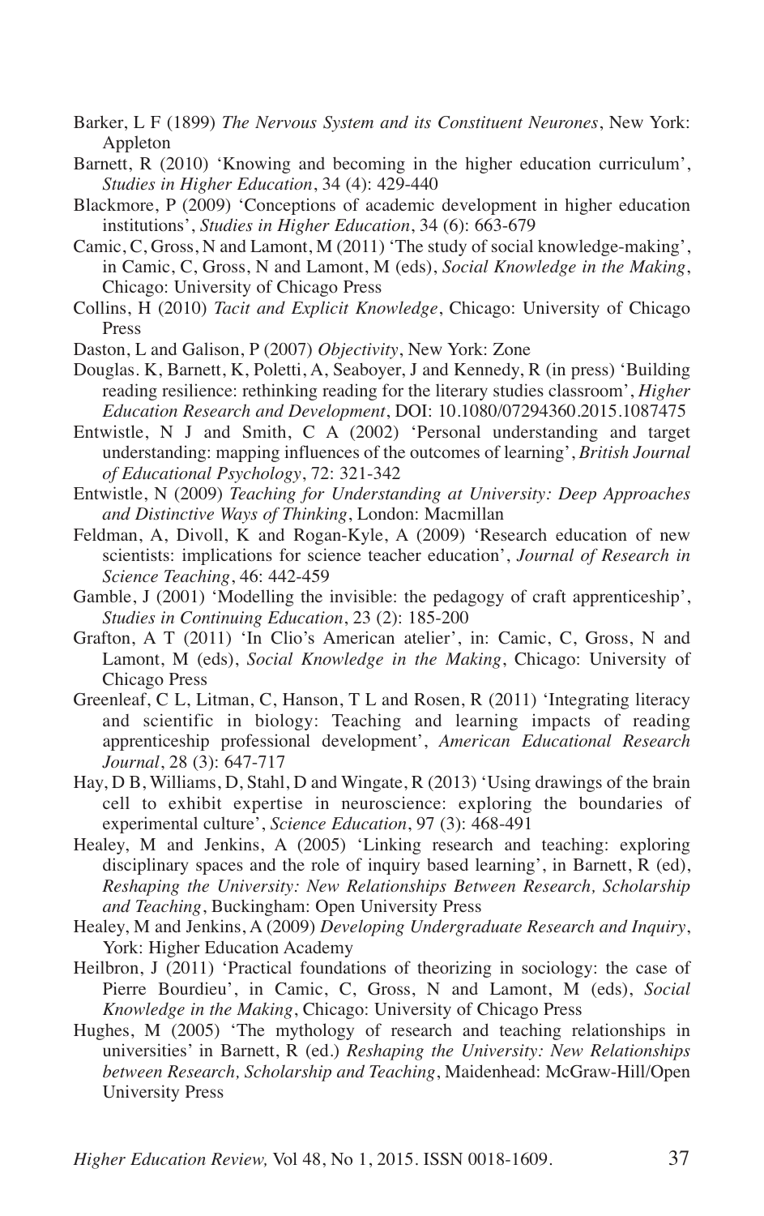Barker, L F (1899) *The Nervous System and its Constituent Neurones*, New York: Appleton

Barnett, R (2010) 'Knowing and becoming in the higher education curriculum', *Studies in Higher Education*, 34 (4): 429-440

Blackmore, P (2009) 'Conceptions of academic development in higher education institutions', *Studies in Higher Education*, 34 (6): 663-679

Camic, C, Gross, N and Lamont, M (2011) 'The study of social knowledge-making', in Camic, C, Gross, N and Lamont, M (eds), *Social Knowledge in the Making*, Chicago: University of Chicago Press

Collins, H (2010) *Tacit and Explicit Knowledge*, Chicago: University of Chicago Press

Daston, L and Galison, P (2007) *Objectivity*, New York: Zone

Douglas. K, Barnett, K, Poletti, A, Seaboyer, J and Kennedy, R (in press) 'Building reading resilience: rethinking reading for the literary studies classroom', *Higher Education Research and Development*, DOI: 10.1080/07294360.2015.1087475

Entwistle, N J and Smith, C A (2002) 'Personal understanding and target understanding: mapping influences of the outcomes of learning', *British Journal of Educational Psychology*, 72: 321-342

Entwistle, N (2009) *Teaching for Understanding at University: Deep Approaches and Distinctive Ways of Thinking*, London: Macmillan

Feldman, A, Divoll, K and Rogan-Kyle, A (2009) 'Research education of new scientists: implications for science teacher education', *Journal of Research in Science Teaching*, 46: 442-459

Gamble, J (2001) 'Modelling the invisible: the pedagogy of craft apprenticeship', *Studies in Continuing Education*, 23 (2): 185-200

Grafton, A T (2011) 'In Clio's American atelier', in: Camic, C, Gross, N and Lamont, M (eds), *Social Knowledge in the Making*, Chicago: University of Chicago Press

Greenleaf, C L, Litman, C, Hanson, T L and Rosen, R (2011) 'Integrating literacy and scientific in biology: Teaching and learning impacts of reading apprenticeship professional development', *American Educational Research Journal*, 28 (3): 647-717

Hay, D B, Williams, D, Stahl, D and Wingate, R (2013) 'Using drawings of the brain cell to exhibit expertise in neuroscience: exploring the boundaries of experimental culture', *Science Education*, 97 (3): 468-491

Healey, M and Jenkins, A (2005) 'Linking research and teaching: exploring disciplinary spaces and the role of inquiry based learning', in Barnett, R (ed), *Reshaping the University: New Relationships Between Research, Scholarship and Teaching*, Buckingham: Open University Press

Healey, M and Jenkins, A (2009) *Developing Undergraduate Research and Inquiry*, York: Higher Education Academy

Heilbron, J (2011) 'Practical foundations of theorizing in sociology: the case of Pierre Bourdieu', in Camic, C, Gross, N and Lamont, M (eds), *Social Knowledge in the Making*, Chicago: University of Chicago Press

Hughes, M (2005) 'The mythology of research and teaching relationships in universities' in Barnett, R (ed.) *Reshaping the University: New Relationships between Research, Scholarship and Teaching*, Maidenhead: McGraw-Hill/Open University Press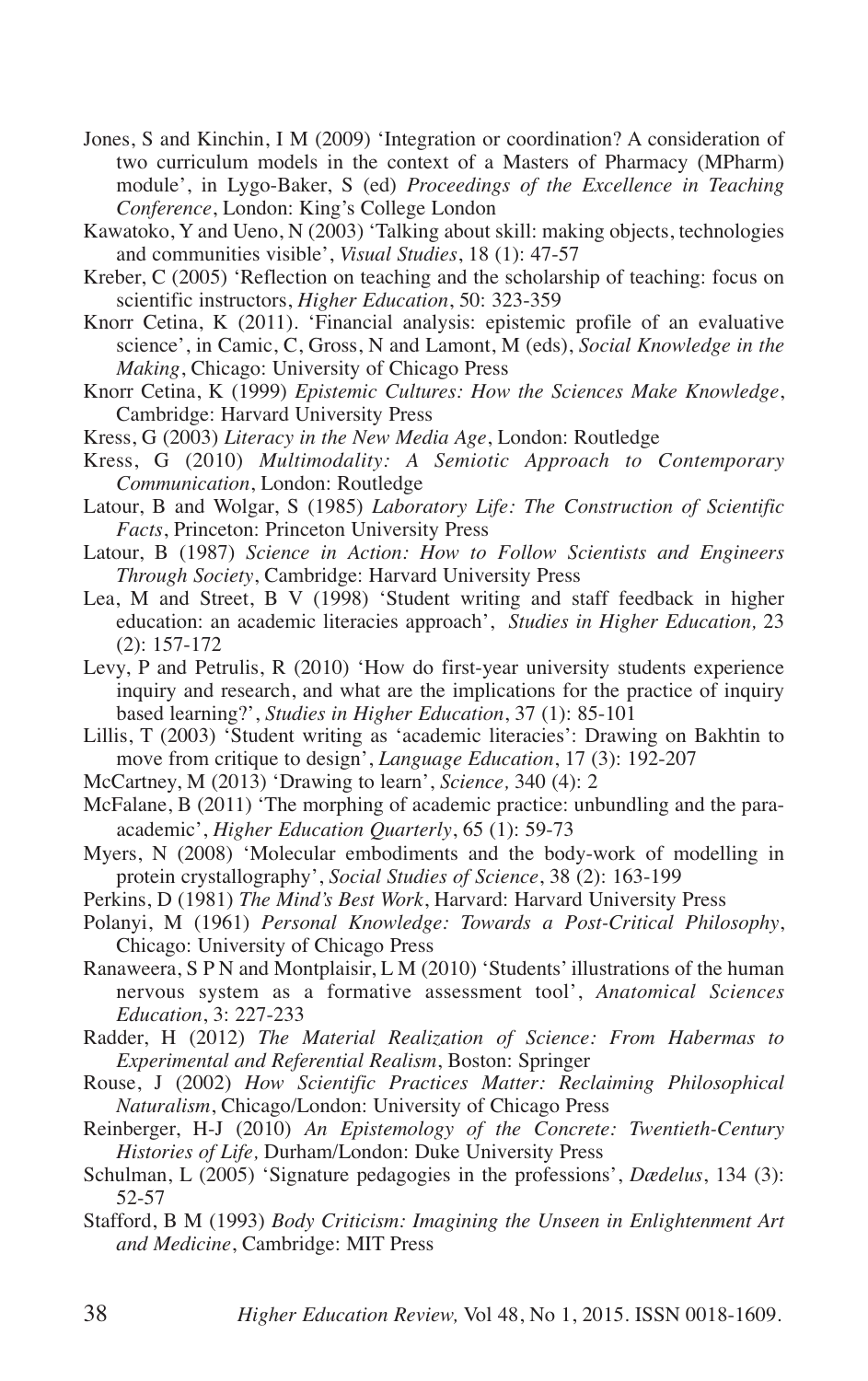Jones, S and Kinchin, I M (2009) 'Integration or coordination? A consideration of two curriculum models in the context of a Masters of Pharmacy (MPharm) module', in Lygo-Baker, S (ed) *Proceedings of the Excellence in Teaching Conference*, London: King's College London

Kawatoko, Y and Ueno, N (2003) 'Talking about skill: making objects, technologies and communities visible', *Visual Studies*, 18 (1): 47-57

Kreber, C (2005) 'Reflection on teaching and the scholarship of teaching: focus on scientific instructors, *Higher Education*, 50: 323-359

Knorr Cetina, K (2011). 'Financial analysis: epistemic profile of an evaluative science', in Camic, C, Gross, N and Lamont, M (eds), *Social Knowledge in the Making*, Chicago: University of Chicago Press

Knorr Cetina, K (1999) *Epistemic Cultures: How the Sciences Make Knowledge*, Cambridge: Harvard University Press

Kress, G (2003) *Literacy in the New Media Age*, London: Routledge

Kress, G (2010) *Multimodality: A Semiotic Approach to Contemporary Communication*, London: Routledge

Latour, B and Wolgar, S (1985) *Laboratory Life: The Construction of Scientific Facts*, Princeton: Princeton University Press

Latour, B (1987) *Science in Action: How to Follow Scientists and Engineers Through Society*, Cambridge: Harvard University Press

Lea, M and Street, B V (1998) 'Student writing and staff feedback in higher education: an academic literacies approach', *Studies in Higher Education,* 23 (2): 157-172

Levy, P and Petrulis, R (2010) 'How do first-year university students experience inquiry and research, and what are the implications for the practice of inquiry based learning?', *Studies in Higher Education*, 37 (1): 85-101

Lillis, T (2003) 'Student writing as 'academic literacies': Drawing on Bakhtin to move from critique to design', *Language Education*, 17 (3): 192-207

McCartney, M (2013) 'Drawing to learn', *Science,* 340 (4): 2

McFalane, B (2011) 'The morphing of academic practice: unbundling and the para-academic', *Higher Education Quarterly*, 65 (1): 59-73

Myers, N (2008) 'Molecular embodiments and the body-work of modelling in protein crystallography', *Social Studies of Science*, 38 (2): 163-199

Perkins, D (1981) *The Mind's Best Work*, Harvard: Harvard University Press

Polanyi, M (1961) *Personal Knowledge: Towards a Post-Critical Philosophy*, Chicago: University of Chicago Press

Ranaweera, S P N and Montplaisir, L M (2010) 'Students' illustrations of the human nervous system as a formative assessment tool', *Anatomical Sciences Education*, 3: 227-233

Radder, H (2012) *The Material Realization of Science: From Habermas to Experimental and Referential Realism*, Boston: Springer

Rouse, J (2002) *How Scientific Practices Matter: Reclaiming Philosophical Naturalism*, Chicago/London: University of Chicago Press

Reinberger, H-J (2010) *An Epistemology of the Concrete: Twentieth-Century Histories of Life,* Durham/London: Duke University Press

Schulman, L (2005) 'Signature pedagogies in the professions', *Dædelus*, 134 (3): 52-57

Stafford, B M (1993) *Body Criticism: Imagining the Unseen in Enlightenment Art and Medicine*, Cambridge: MIT Press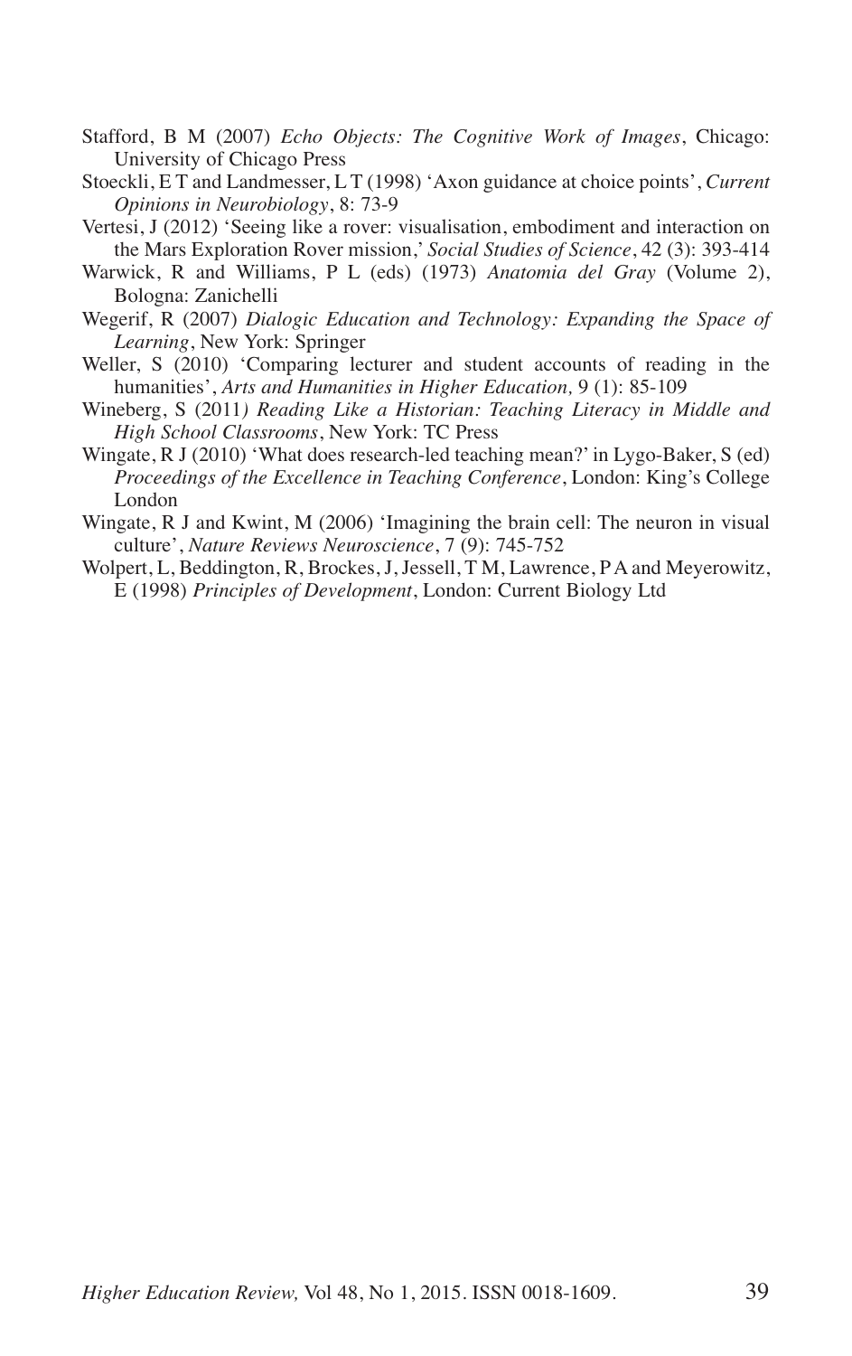Stafford, B M (2007) *Echo Objects: The Cognitive Work of Images*, Chicago: University of Chicago Press

Stoeckli, E T and Landmesser, L T (1998) 'Axon guidance at choice points', *Current Opinions in Neurobiology*, 8: 73-9

Vertesi, J (2012) 'Seeing like a rover: visualisation, embodiment and interaction on the Mars Exploration Rover mission,' *Social Studies of Science*, 42 (3): 393-414

Warwick, R and Williams, P L (eds) (1973) *Anatomia del Gray* (Volume 2), Bologna: Zanichelli

Wegerif, R (2007) *Dialogic Education and Technology: Expanding the Space of Learning*, New York: Springer

Weller, S (2010) 'Comparing lecturer and student accounts of reading in the humanities', *Arts and Humanities in Higher Education,* 9 (1): 85-109

Wineberg, S (2011*) Reading Like a Historian: Teaching Literacy in Middle and High School Classrooms*, New York: TC Press

Wingate, R J (2010) 'What does research-led teaching mean?' in Lygo-Baker, S (ed) *Proceedings of the Excellence in Teaching Conference*, London: King's College London

Wingate, R J and Kwint, M (2006) 'Imagining the brain cell: The neuron in visual culture', *Nature Reviews Neuroscience*, 7 (9): 745-752

Wolpert, L, Beddington, R, Brockes, J, Jessell, T M, Lawrence, P A and Meyerowitz, E (1998) *Principles of Development*, London: Current Biology Ltd